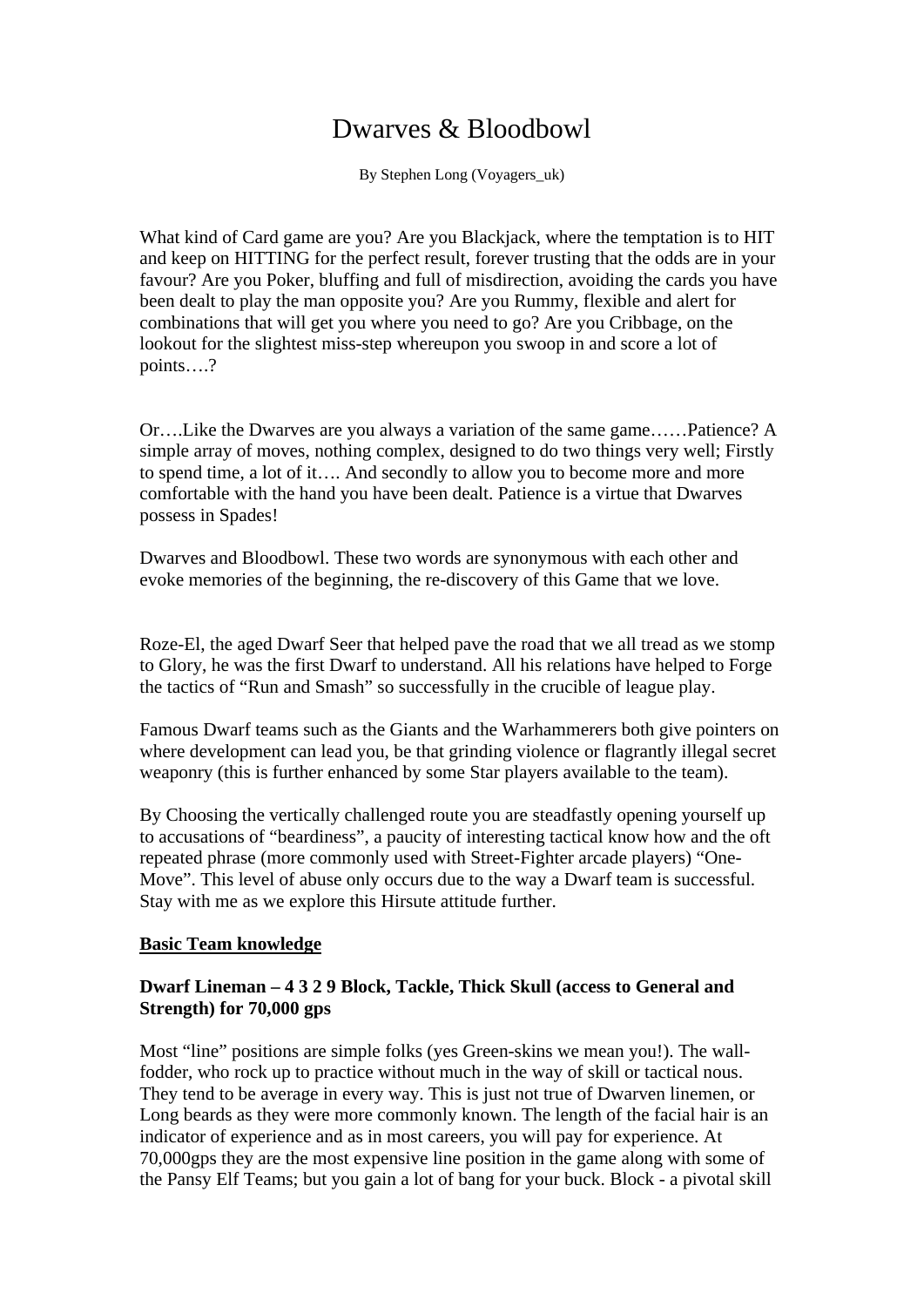# Dwarves & Bloodbowl

By Stephen Long (Voyagers_uk)

What kind of Card game are you? Are you Blackjack, where the temptation is to HIT and keep on HITTING for the perfect result, forever trusting that the odds are in your favour? Are you Poker, bluffing and full of misdirection, avoiding the cards you have been dealt to play the man opposite you? Are you Rummy, flexible and alert for combinations that will get you where you need to go? Are you Cribbage, on the lookout for the slightest miss-step whereupon you swoop in and score a lot of points….?

Or….Like the Dwarves are you always a variation of the same game……Patience? A simple array of moves, nothing complex, designed to do two things very well; Firstly to spend time, a lot of it…. And secondly to allow you to become more and more comfortable with the hand you have been dealt. Patience is a virtue that Dwarves possess in Spades!

Dwarves and Bloodbowl. These two words are synonymous with each other and evoke memories of the beginning, the re-discovery of this Game that we love.

Roze-El, the aged Dwarf Seer that helped pave the road that we all tread as we stomp to Glory, he was the first Dwarf to understand. All his relations have helped to Forge the tactics of "Run and Smash" so successfully in the crucible of league play.

Famous Dwarf teams such as the Giants and the Warhammerers both give pointers on where development can lead you, be that grinding violence or flagrantly illegal secret weaponry (this is further enhanced by some Star players available to the team).

By Choosing the vertically challenged route you are steadfastly opening yourself up to accusations of "beardiness", a paucity of interesting tactical know how and the oft repeated phrase (more commonly used with Street-Fighter arcade players) "One-Move". This level of abuse only occurs due to the way a Dwarf team is successful. Stay with me as we explore this Hirsute attitude further.

**<u>Basic Team knowledge</u>**

**Dwarf Lineman – 4 3 2 9 Block, Tackle, Thick Skull (access to General and Strength) for 70,000 gps**

Most "line" positions are simple folks (yes Green-skins we mean you!). The wall-fodder, who rock up to practice without much in the way of skill or tactical nous. They tend to be average in every way. This is just not true of Dwarven linemen, or Long beards as they were more commonly known. The length of the facial hair is an indicator of experience and as in most careers, you will pay for experience. At 70,000gps they are the most expensive line position in the game along with some of the Pansy Elf Teams; but you gain a lot of bang for your buck. Block - a pivotal skill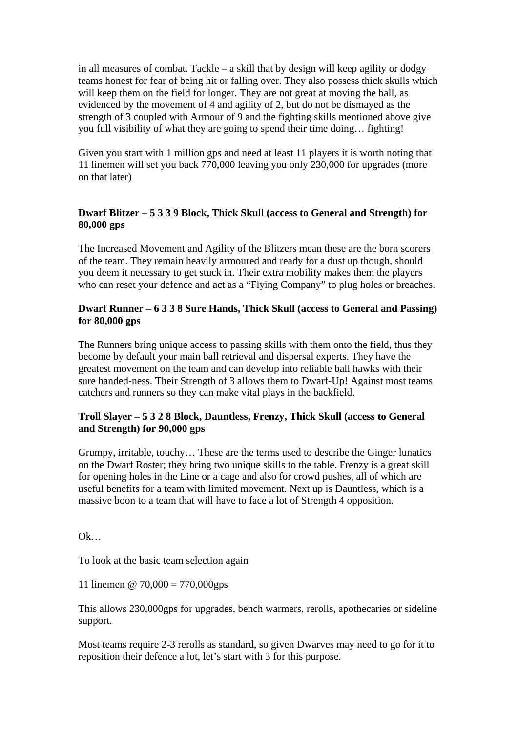in all measures of combat. Tackle – a skill that by design will keep agility or dodgy teams honest for fear of being hit or falling over. They also possess thick skulls which will keep them on the field for longer. They are not great at moving the ball, as evidenced by the movement of 4 and agility of 2, but do not be dismayed as the strength of 3 coupled with Armour of 9 and the fighting skills mentioned above give you full visibility of what they are going to spend their time doing… fighting!

Given you start with 1 million gps and need at least 11 players it is worth noting that 11 linemen will set you back 770,000 leaving you only 230,000 for upgrades (more on that later)

**Dwarf Blitzer – 5 3 3 9 Block, Thick Skull (access to General and Strength) for 80,000 gps**

The Increased Movement and Agility of the Blitzers mean these are the born scorers of the team. They remain heavily armoured and ready for a dust up though, should you deem it necessary to get stuck in. Their extra mobility makes them the players who can reset your defence and act as a "Flying Company" to plug holes or breaches.

**Dwarf Runner – 6 3 3 8 Sure Hands, Thick Skull (access to General and Passing) for 80,000 gps**

The Runners bring unique access to passing skills with them onto the field, thus they become by default your main ball retrieval and dispersal experts. They have the greatest movement on the team and can develop into reliable ball hawks with their sure handed-ness. Their Strength of 3 allows them to Dwarf-Up! Against most teams catchers and runners so they can make vital plays in the backfield.

**Troll Slayer – 5 3 2 8 Block, Dauntless, Frenzy, Thick Skull (access to General and Strength) for 90,000 gps**

Grumpy, irritable, touchy… These are the terms used to describe the Ginger lunatics on the Dwarf Roster; they bring two unique skills to the table. Frenzy is a great skill for opening holes in the Line or a cage and also for crowd pushes, all of which are useful benefits for a team with limited movement. Next up is Dauntless, which is a massive boon to a team that will have to face a lot of Strength 4 opposition.

Ok…

To look at the basic team selection again

11 linemen @ 70,000 = 770,000gps

This allows 230,000gps for upgrades, bench warmers, rerolls, apothecaries or sideline support.

Most teams require 2-3 rerolls as standard, so given Dwarves may need to go for it to reposition their defence a lot, let's start with 3 for this purpose.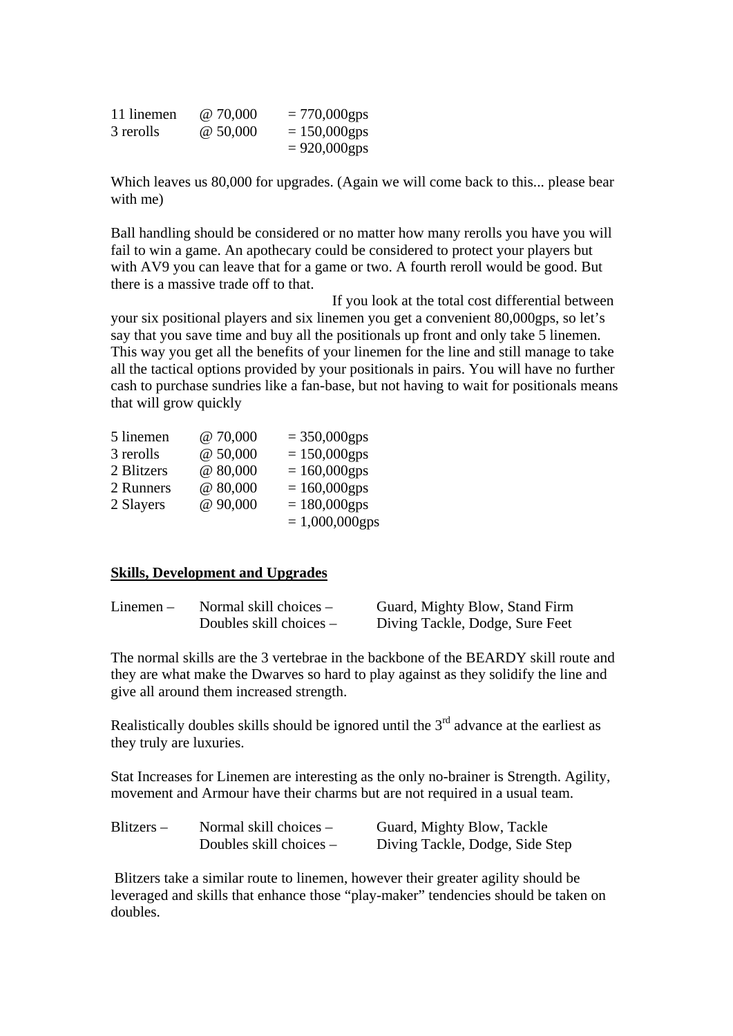| | | |
|---|---|---|
| 11 linemen | @ 70,000 | = 770,000gps |
| 3 rerolls | @ 50,000 | = 150,000gps |
| | | = 920,000gps |

Which leaves us 80,000 for upgrades. (Again we will come back to this... please bear with me)

Ball handling should be considered or no matter how many rerolls you have you will fail to win a game. An apothecary could be considered to protect your players but with AV9 you can leave that for a game or two. A fourth reroll would be good. But there is a massive trade off to that.

If you look at the total cost differential between your six positional players and six linemen you get a convenient 80,000gps, so let's say that you save time and buy all the positionals up front and only take 5 linemen. This way you get all the benefits of your linemen for the line and still manage to take all the tactical options provided by your positionals in pairs. You will have no further cash to purchase sundries like a fan-base, but not having to wait for positionals means that will grow quickly

| | | |
|---|---|---|
| 5 linemen | @ 70,000 | = 350,000gps |
| 3 rerolls | @ 50,000 | = 150,000gps |
| 2 Blitzers | @ 80,000 | = 160,000gps |
| 2 Runners | @ 80,000 | = 160,000gps |
| 2 Slayers | @ 90,000 | = 180,000gps |
| | | = 1,000,000gps |

**<u>Skills, Development and Upgrades</u>**

| | | |
|---|---|---|
| Linemen – | Normal skill choices – | Guard, Mighty Blow, Stand Firm |
| | Doubles skill choices – | Diving Tackle, Dodge, Sure Feet |

The normal skills are the 3 vertebrae in the backbone of the BEARDY skill route and they are what make the Dwarves so hard to play against as they solidify the line and give all around them increased strength.

Realistically doubles skills should be ignored until the 3rd advance at the earliest as they truly are luxuries.

Stat Increases for Linemen are interesting as the only no-brainer is Strength. Agility, movement and Armour have their charms but are not required in a usual team.

| | | |
|---|---|---|
| Blitzers – | Normal skill choices – | Guard, Mighty Blow, Tackle |
| | Doubles skill choices – | Diving Tackle, Dodge, Side Step |

Blitzers take a similar route to linemen, however their greater agility should be leveraged and skills that enhance those "play-maker" tendencies should be taken on doubles.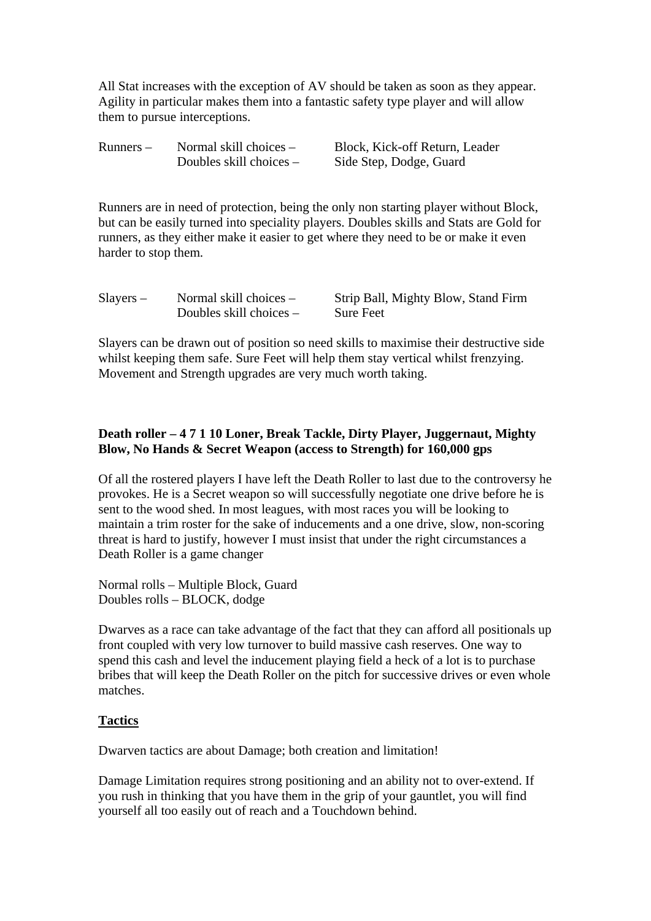All Stat increases with the exception of AV should be taken as soon as they appear. Agility in particular makes them into a fantastic safety type player and will allow them to pursue interceptions.

| Runners – | Normal skill choices – | Block, Kick-off Return, Leader |
|---|---|---|
| | Doubles skill choices – | Side Step, Dodge, Guard |

Runners are in need of protection, being the only non starting player without Block, but can be easily turned into speciality players. Doubles skills and Stats are Gold for runners, as they either make it easier to get where they need to be or make it even harder to stop them.

| Slayers – | Normal skill choices – | Strip Ball, Mighty Blow, Stand Firm |
|---|---|---|
| | Doubles skill choices – | Sure Feet |

Slayers can be drawn out of position so need skills to maximise their destructive side whilst keeping them safe. Sure Feet will help them stay vertical whilst frenzying. Movement and Strength upgrades are very much worth taking.

**Death roller – 4 7 1 10 Loner, Break Tackle, Dirty Player, Juggernaut, Mighty Blow, No Hands & Secret Weapon (access to Strength) for 160,000 gps**

Of all the rostered players I have left the Death Roller to last due to the controversy he provokes. He is a Secret weapon so will successfully negotiate one drive before he is sent to the wood shed. In most leagues, with most races you will be looking to maintain a trim roster for the sake of inducements and a one drive, slow, non-scoring threat is hard to justify, however I must insist that under the right circumstances a Death Roller is a game changer

Normal rolls – Multiple Block, Guard
Doubles rolls – BLOCK, dodge

Dwarves as a race can take advantage of the fact that they can afford all positionals up front coupled with very low turnover to build massive cash reserves. One way to spend this cash and level the inducement playing field a heck of a lot is to purchase bribes that will keep the Death Roller on the pitch for successive drives or even whole matches.

**<u>Tactics</u>**

Dwarven tactics are about Damage; both creation and limitation!

Damage Limitation requires strong positioning and an ability not to over-extend. If you rush in thinking that you have them in the grip of your gauntlet, you will find yourself all too easily out of reach and a Touchdown behind.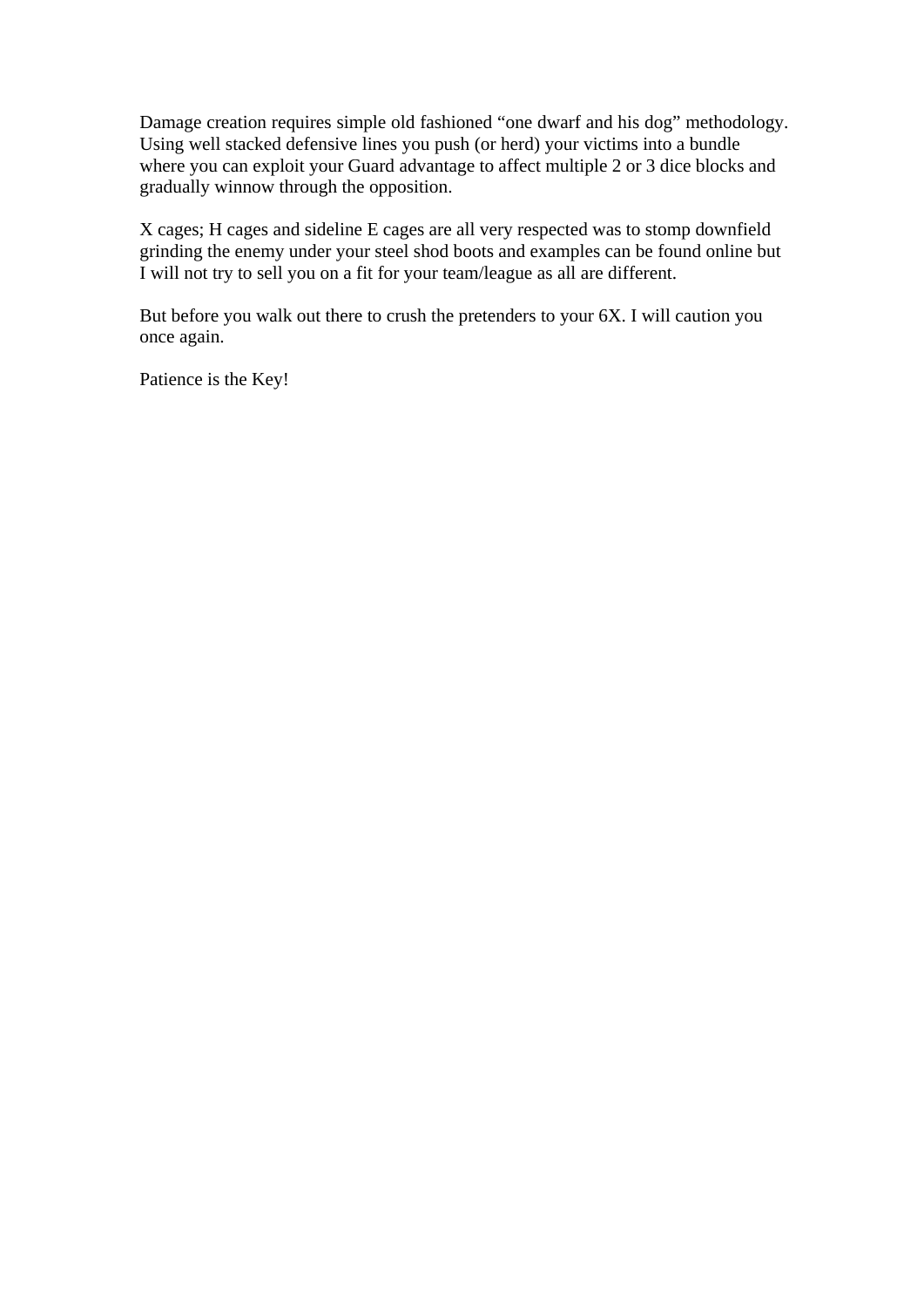Damage creation requires simple old fashioned “one dwarf and his dog” methodology. Using well stacked defensive lines you push (or herd) your victims into a bundle where you can exploit your Guard advantage to affect multiple 2 or 3 dice blocks and gradually winnow through the opposition.

X cages; H cages and sideline E cages are all very respected was to stomp downfield grinding the enemy under your steel shod boots and examples can be found online but I will not try to sell you on a fit for your team/league as all are different.

But before you walk out there to crush the pretenders to your 6X. I will caution you once again.

Patience is the Key!